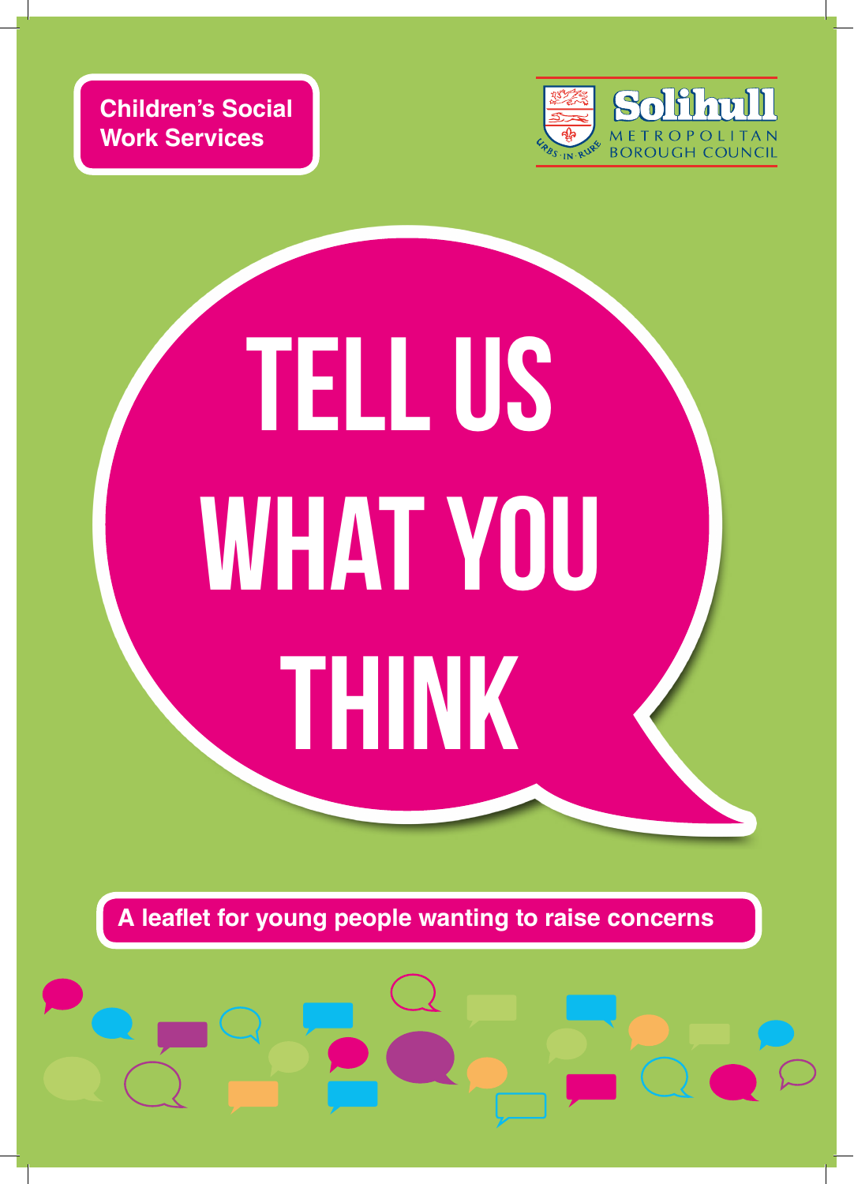Children's Social Work Services

Solihull METROPOLITAN BOROUGH COUNCIL

URBS · IN · RURE

# TELL US WHAT YOU THINK

**A leaflet for young people wanting to raise concerns**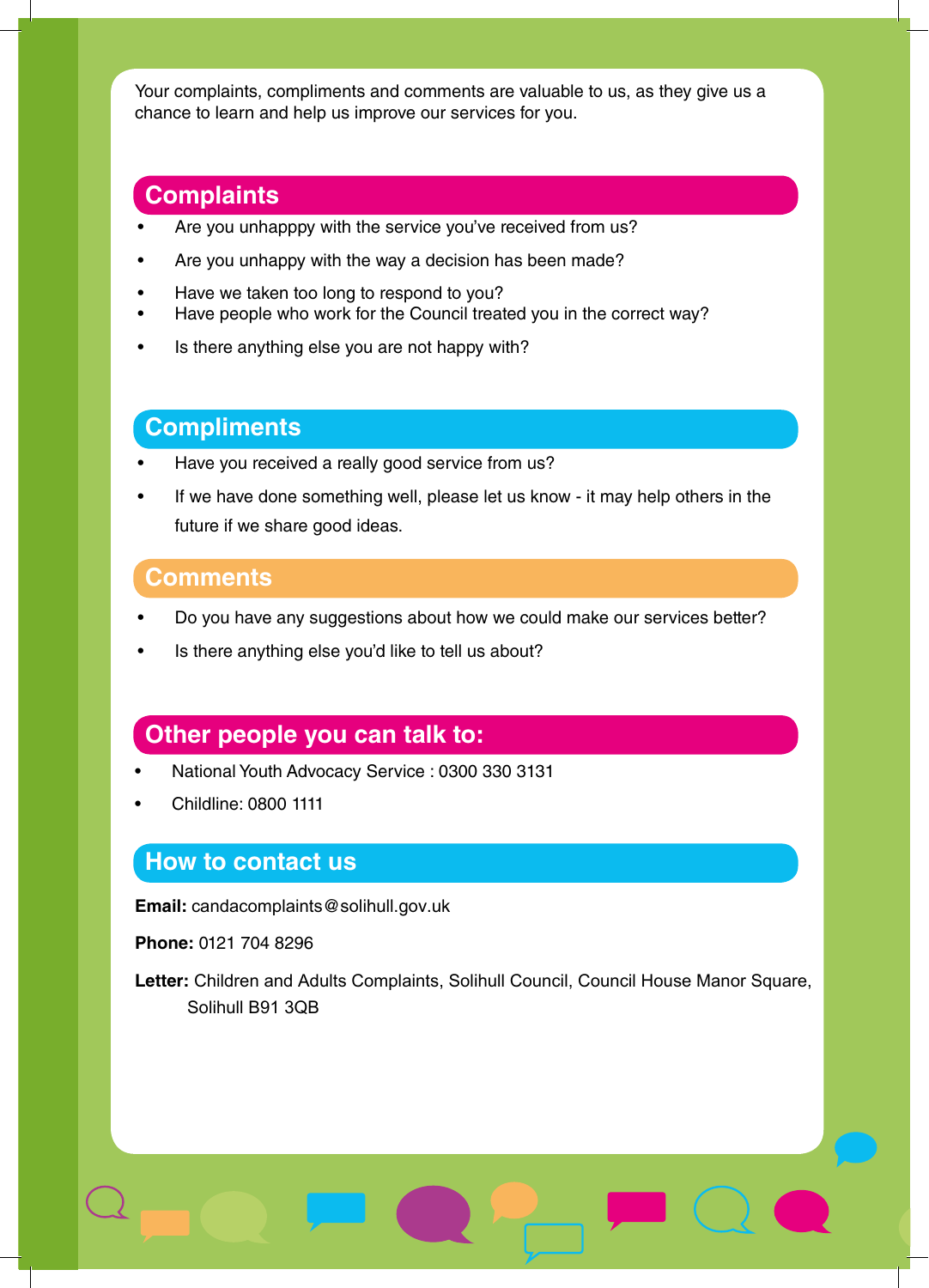Your complaints, compliments and comments are valuable to us, as they give us a chance to learn and help us improve our services for you.

## Complaints

- Are you unhapppy with the service you've received from us?
- Are you unhappy with the way a decision has been made?
- Have we taken too long to respond to you?
- Have people who work for the Council treated you in the correct way?
- Is there anything else you are not happy with?

## Compliments

- Have you received a really good service from us?
- If we have done something well, please let us know - it may help others in the future if we share good ideas.

## Comments

- Do you have any suggestions about how we could make our services better?
- Is there anything else you'd like to tell us about?

## Other people you can talk to:

- National Youth Advocacy Service : 0300 330 3131
- Childline: 0800 1111

## How to contact us

**Email:** candacomplaints@solihull.gov.uk

**Phone:** 0121 704 8296

**Letter:** Children and Adults Complaints, Solihull Council, Council House Manor Square, Solihull B91 3QB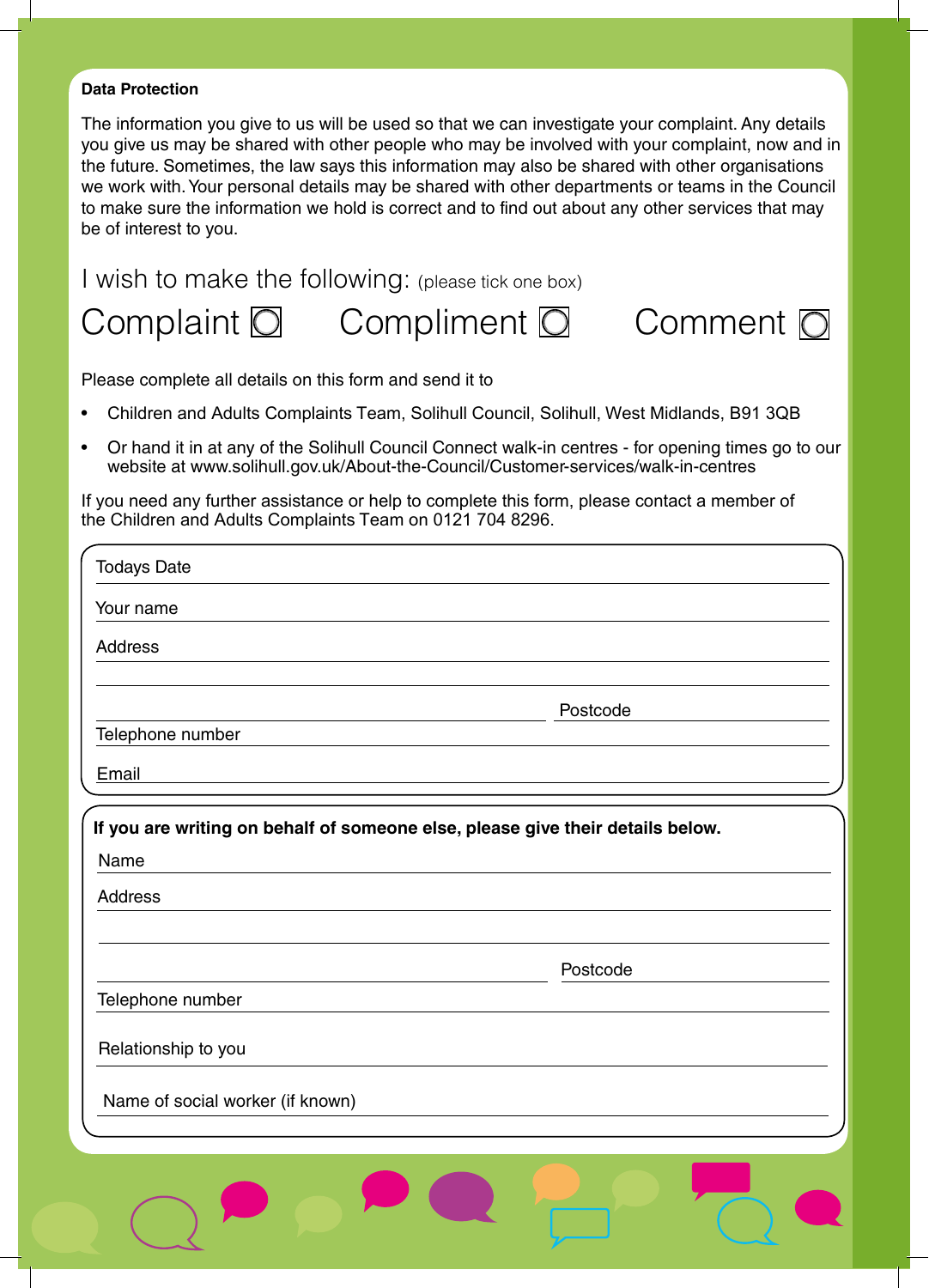**Data Protection**

The information you give to us will be used so that we can investigate your complaint. Any details you give us may be shared with other people who may be involved with your complaint, now and in the future. Sometimes, the law says this information may also be shared with other organisations we work with. Your personal details may be shared with other departments or teams in the Council to make sure the information we hold is correct and to find out about any other services that may be of interest to you.

I wish to make the following: (please tick one box)

Complaint ☐ Compliment ☐ Comment ☐

Please complete all details on this form and send it to

- Children and Adults Complaints Team, Solihull Council, Solihull, West Midlands, B91 3QB
- Or hand it in at any of the Solihull Council Connect walk-in centres - for opening times go to our website at www.solihull.gov.uk/About-the-Council/Customer-services/walk-in-centres

If you need any further assistance or help to complete this form, please contact a member of the Children and Adults Complaints Team on 0121 704 8296.

Todays Date

Your name

Address

Postcode

Telephone number

Email

**If you are writing on behalf of someone else, please give their details below.**

Name

Address

Postcode

Telephone number

Relationship to you

Name of social worker (if known)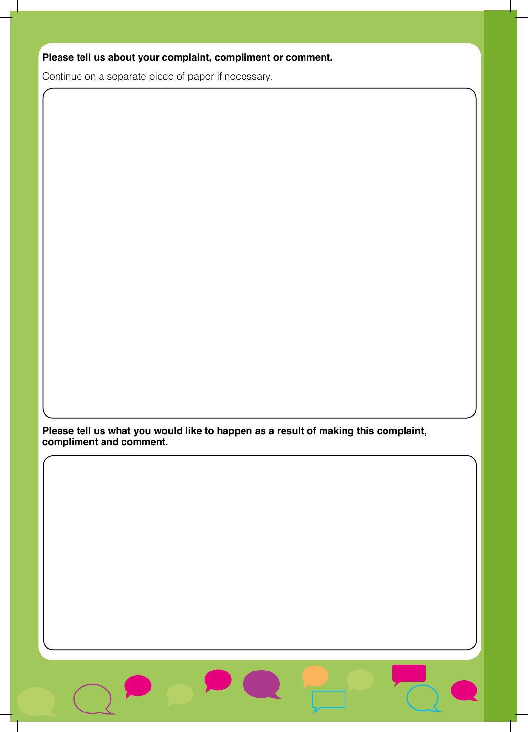**Please tell us about your complaint, compliment or comment.**

Continue on a separate piece of paper if necessary.

**Please tell us what you would like to happen as a result of making this complaint, compliment and comment.**